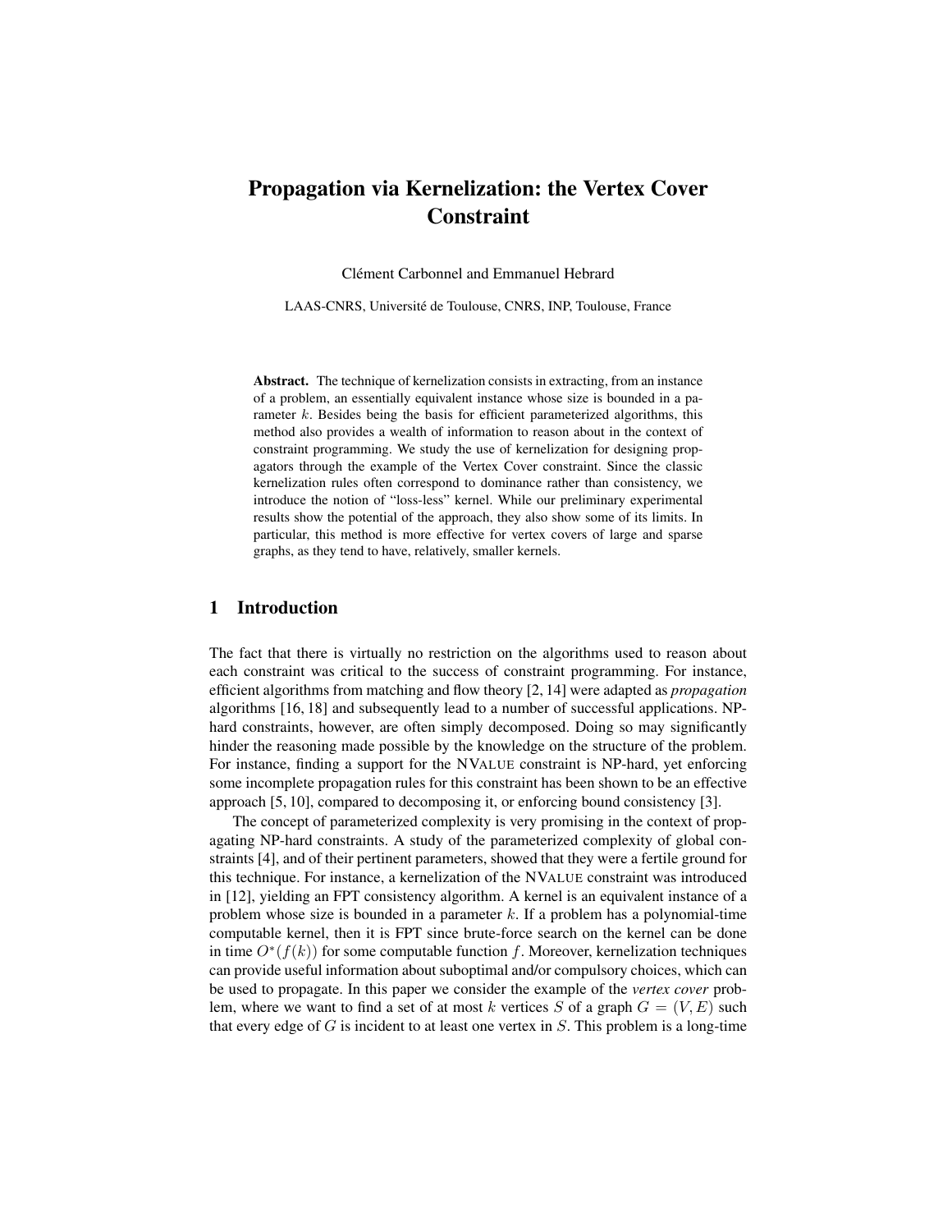# Propagation via Kernelization: the Vertex Cover Constraint

Clément Carbonnel and Emmanuel Hebrard

LAAS-CNRS, Université de Toulouse, CNRS, INP, Toulouse, France

**Abstract.** The technique of kernelization consists in extracting, from an instance of a problem, an essentially equivalent instance whose size is bounded in a parameter $k$. Besides being the basis for efficient parameterized algorithms, this method also provides a wealth of information to reason about in the context of constraint programming. We study the use of kernelization for designing propagators through the example of the Vertex Cover constraint. Since the classic kernelization rules often correspond to dominance rather than consistency, we introduce the notion of "loss-less" kernel. While our preliminary experimental results show the potential of the approach, they also show some of its limits. In particular, this method is more effective for vertex covers of large and sparse graphs, as they tend to have, relatively, smaller kernels.

## 1 Introduction

The fact that there is virtually no restriction on the algorithms used to reason about each constraint was critical to the success of constraint programming. For instance, efficient algorithms from matching and flow theory [2, 14] were adapted as *propagation* algorithms [16, 18] and subsequently lead to a number of successful applications. NP-hard constraints, however, are often simply decomposed. Doing so may significantly hinder the reasoning made possible by the knowledge on the structure of the problem. For instance, finding a support for the NVALUE constraint is NP-hard, yet enforcing some incomplete propagation rules for this constraint has been shown to be an effective approach [5, 10], compared to decomposing it, or enforcing bound consistency [3].

The concept of parameterized complexity is very promising in the context of propagating NP-hard constraints. A study of the parameterized complexity of global constraints [4], and of their pertinent parameters, showed that they were a fertile ground for this technique. For instance, a kernelization of the NVALUE constraint was introduced in [12], yielding an FPT consistency algorithm. A kernel is an equivalent instance of a problem whose size is bounded in a parameter $k$. If a problem has a polynomial-time computable kernel, then it is FPT since brute-force search on the kernel can be done in time $O^*(f(k))$ for some computable function $f$. Moreover, kernelization techniques can provide useful information about suboptimal and/or compulsory choices, which can be used to propagate. In this paper we consider the example of the *vertex cover* problem, where we want to find a set of at most $k$ vertices $S$ of a graph $G = (V, E)$ such that every edge of $G$ is incident to at least one vertex in $S$. This problem is a long-time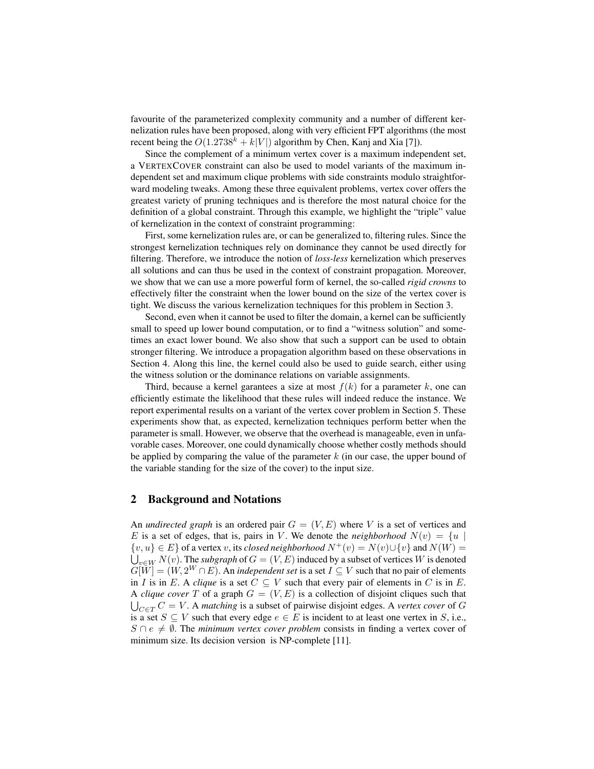favourite of the parameterized complexity community and a number of different kernelization rules have been proposed, along with very efficient FPT algorithms (the most recent being the $O(1.2738^k + k|V|)$ algorithm by Chen, Kanj and Xia [7]).

Since the complement of a minimum vertex cover is a maximum independent set, a VertexCover constraint can also be used to model variants of the maximum independent set and maximum clique problems with side constraints modulo straightforward modeling tweaks. Among these three equivalent problems, vertex cover offers the greatest variety of pruning techniques and is therefore the most natural choice for the definition of a global constraint. Through this example, we highlight the "triple" value of kernelization in the context of constraint programming:

First, some kernelization rules are, or can be generalized to, filtering rules. Since the strongest kernelization techniques rely on dominance they cannot be used directly for filtering. Therefore, we introduce the notion of *loss-less* kernelization which preserves all solutions and can thus be used in the context of constraint propagation. Moreover, we show that we can use a more powerful form of kernel, the so-called *rigid crowns* to effectively filter the constraint when the lower bound on the size of the vertex cover is tight. We discuss the various kernelization techniques for this problem in Section 3.

Second, even when it cannot be used to filter the domain, a kernel can be sufficiently small to speed up lower bound computation, or to find a "witness solution" and sometimes an exact lower bound. We also show that such a support can be used to obtain stronger filtering. We introduce a propagation algorithm based on these observations in Section 4. Along this line, the kernel could also be used to guide search, either using the witness solution or the dominance relations on variable assignments.

Third, because a kernel garantees a size at most $f(k)$ for a parameter $k$, one can efficiently estimate the likelihood that these rules will indeed reduce the instance. We report experimental results on a variant of the vertex cover problem in Section 5. These experiments show that, as expected, kernelization techniques perform better when the parameter is small. However, we observe that the overhead is manageable, even in unfavorable cases. Moreover, one could dynamically choose whether costly methods should be applied by comparing the value of the parameter $k$ (in our case, the upper bound of the variable standing for the size of the cover) to the input size.

## 2 Background and Notations

An *undirected graph* is an ordered pair $G = (V, E)$ where $V$ is a set of vertices and $E$ is a set of edges, that is, pairs in $V$. We denote the *neighborhood* $N(v) = \{u \mid \{v, u\} \in E\}$ of a vertex $v$, its *closed neighborhood* $N^+(v) = N(v) \cup \{v\}$ and $N(W) = \bigcup_{v \in W} N(v)$. The *subgraph* of $G = (V, E)$ induced by a subset of vertices $W$ is denoted $G[W] = (W, 2^W \cap E)$. An *independent set* is a set $I \subseteq V$ such that no pair of elements in $I$ is in $E$. A *clique* is a set $C \subseteq V$ such that every pair of elements in $C$ is in $E$. A *clique cover* $T$ of a graph $G = (V, E)$ is a collection of disjoint cliques such that $\bigcup_{C \in T} C = V$. A *matching* is a subset of pairwise disjoint edges. A *vertex cover* of $G$ is a set $S \subseteq V$ such that every edge $e \in E$ is incident to at least one vertex in $S$, i.e., $S \cap e \neq \emptyset$. The *minimum vertex cover problem* consists in finding a vertex cover of minimum size. Its decision version is NP-complete [11].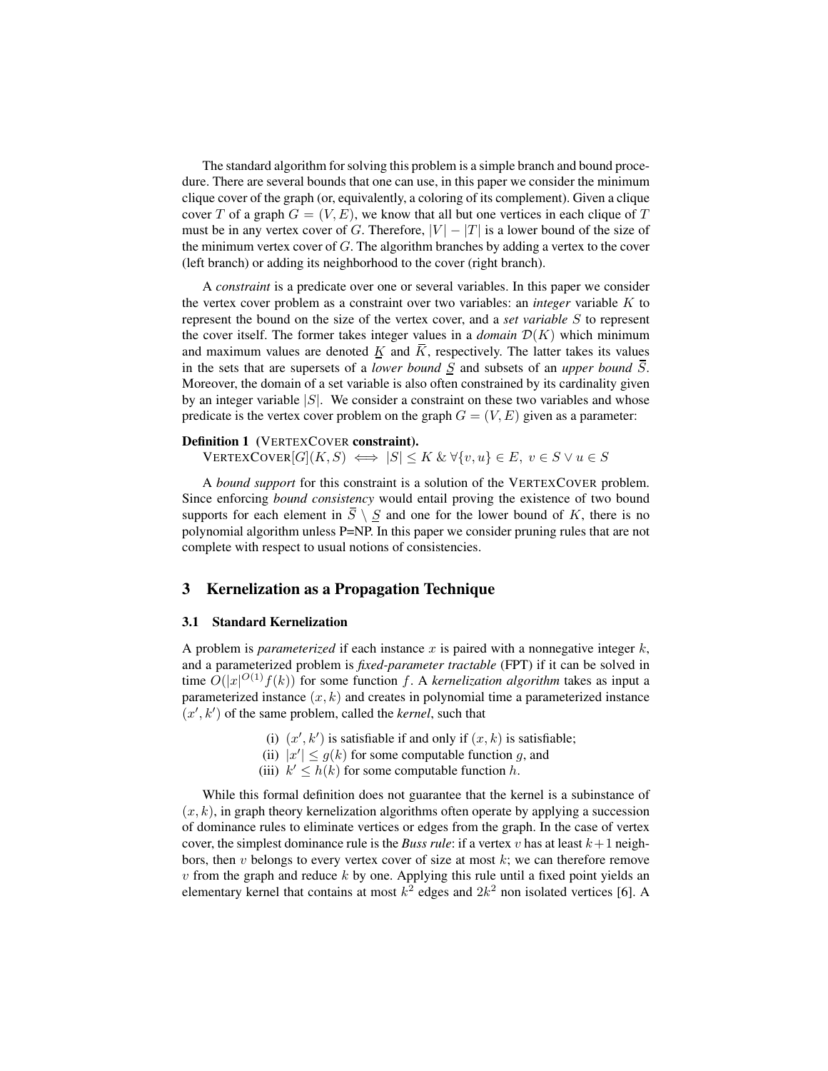The standard algorithm for solving this problem is a simple branch and bound procedure. There are several bounds that one can use, in this paper we consider the minimum clique cover of the graph (or, equivalently, a coloring of its complement). Given a clique cover $T$ of a graph $G = (V, E)$, we know that all but one vertices in each clique of $T$ must be in any vertex cover of $G$. Therefore, $|V| - |T|$ is a lower bound of the size of the minimum vertex cover of $G$. The algorithm branches by adding a vertex to the cover (left branch) or adding its neighborhood to the cover (right branch).

A *constraint* is a predicate over one or several variables. In this paper we consider the vertex cover problem as a constraint over two variables: an *integer* variable $K$ to represent the bound on the size of the vertex cover, and a *set variable* $S$ to represent the cover itself. The former takes integer values in a *domain* $\mathcal{D}(K)$ which minimum and maximum values are denoted $\underline{K}$ and $\overline{K}$, respectively. The latter takes its values in the sets that are supersets of a *lower bound* $\underline{S}$ and subsets of an *upper bound* $\overline{S}$. Moreover, the domain of a set variable is also often constrained by its cardinality given by an integer variable $|S|$. We consider a constraint on these two variables and whose predicate is the vertex cover problem on the graph $G = (V, E)$ given as a parameter:

**Definition 1** **(VERTEXCOVER constraint).**
$\text{VERTEXCOVER}[G](K, S) \iff |S| \leq K \;\&\; \forall \{v, u\} \in E,\; v \in S \vee u \in S$

A *bound support* for this constraint is a solution of the VERTEXCOVER problem. Since enforcing *bound consistency* would entail proving the existence of two bound supports for each element in $\overline{S} \setminus \underline{S}$ and one for the lower bound of $K$, there is no polynomial algorithm unless P=NP. In this paper we consider pruning rules that are not complete with respect to usual notions of consistencies.

## 3 Kernelization as a Propagation Technique

### 3.1 Standard Kernelization

A problem is *parameterized* if each instance $x$ is paired with a nonnegative integer $k$, and a parameterized problem is *fixed-parameter tractable* (FPT) if it can be solved in time $O(|x|^{O(1)} f(k))$ for some function $f$. A *kernelization algorithm* takes as input a parameterized instance $(x, k)$ and creates in polynomial time a parameterized instance $(x', k')$ of the same problem, called the *kernel*, such that

(i) $(x', k')$ is satisfiable if and only if $(x, k)$ is satisfiable;
(ii) $|x'| \leq g(k)$ for some computable function $g$, and
(iii) $k' \leq h(k)$ for some computable function $h$.

While this formal definition does not guarantee that the kernel is a subinstance of $(x, k)$, in graph theory kernelization algorithms often operate by applying a succession of dominance rules to eliminate vertices or edges from the graph. In the case of vertex cover, the simplest dominance rule is the *Buss rule*: if a vertex $v$ has at least $k+1$ neighbors, then $v$ belongs to every vertex cover of size at most $k$; we can therefore remove $v$ from the graph and reduce $k$ by one. Applying this rule until a fixed point yields an elementary kernel that contains at most $k^2$ edges and $2k^2$ non isolated vertices [6]. A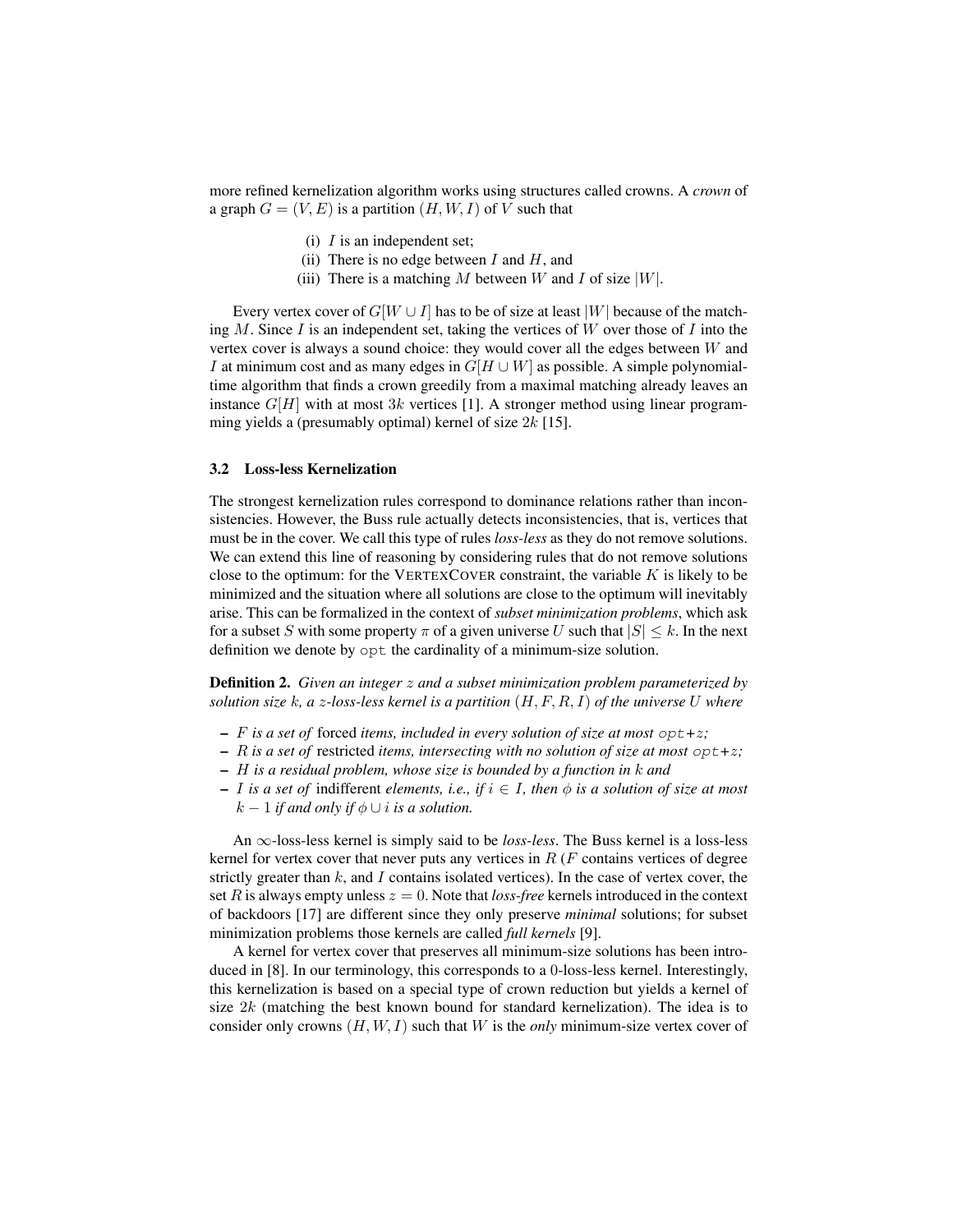more refined kernelization algorithm works using structures called crowns. A *crown* of a graph $G = (V, E)$ is a partition $(H, W, I)$ of $V$ such that

(i) $I$ is an independent set;
(ii) There is no edge between $I$ and $H$, and
(iii) There is a matching $M$ between $W$ and $I$ of size $|W|$.

Every vertex cover of $G[W \cup I]$ has to be of size at least $|W|$ because of the matching $M$. Since $I$ is an independent set, taking the vertices of $W$ over those of $I$ into the vertex cover is always a sound choice: they would cover all the edges between $W$ and $I$ at minimum cost and as many edges in $G[H \cup W]$ as possible. A simple polynomial-time algorithm that finds a crown greedily from a maximal matching already leaves an instance $G[H]$ with at most $3k$ vertices [1]. A stronger method using linear programming yields a (presumably optimal) kernel of size $2k$ [15].

### 3.2 Loss-less Kernelization

The strongest kernelization rules correspond to dominance relations rather than inconsistencies. However, the Buss rule actually detects inconsistencies, that is, vertices that must be in the cover. We call this type of rules *loss-less* as they do not remove solutions. We can extend this line of reasoning by considering rules that do not remove solutions close to the optimum: for the VertexCover constraint, the variable $K$ is likely to be minimized and the situation where all solutions are close to the optimum will inevitably arise. This can be formalized in the context of *subset minimization problems*, which ask for a subset $S$ with some property $\pi$ of a given universe $U$ such that $|S| \leq k$. In the next definition we denote by $\texttt{opt}$ the cardinality of a minimum-size solution.

**Definition 2.** *Given an integer $z$ and a subset minimization problem parameterized by solution size $k$, a $z$-loss-less kernel is a partition $(H, F, R, I)$ of the universe $U$ where*

- *$F$ is a set of* forced *items, included in every solution of size at most $\texttt{opt}+z$;*
- *$R$ is a set of* restricted *items, intersecting with no solution of size at most $\texttt{opt}+z$;*
- *$H$ is a residual problem, whose size is bounded by a function in $k$ and*
- *$I$ is a set of* indifferent *elements, i.e., if $i \in I$, then $\phi$ is a solution of size at most $k-1$ if and only if $\phi \cup i$ is a solution.*

An $\infty$-loss-less kernel is simply said to be *loss-less*. The Buss kernel is a loss-less kernel for vertex cover that never puts any vertices in $R$ ($F$ contains vertices of degree strictly greater than $k$, and $I$ contains isolated vertices). In the case of vertex cover, the set $R$ is always empty unless $z = 0$. Note that *loss-free* kernels introduced in the context of backdoors [17] are different since they only preserve *minimal* solutions; for subset minimization problems those kernels are called *full kernels* [9].

A kernel for vertex cover that preserves all minimum-size solutions has been introduced in [8]. In our terminology, this corresponds to a 0-loss-less kernel. Interestingly, this kernelization is based on a special type of crown reduction but yields a kernel of size $2k$ (matching the best known bound for standard kernelization). The idea is to consider only crowns $(H, W, I)$ such that $W$ is the *only* minimum-size vertex cover of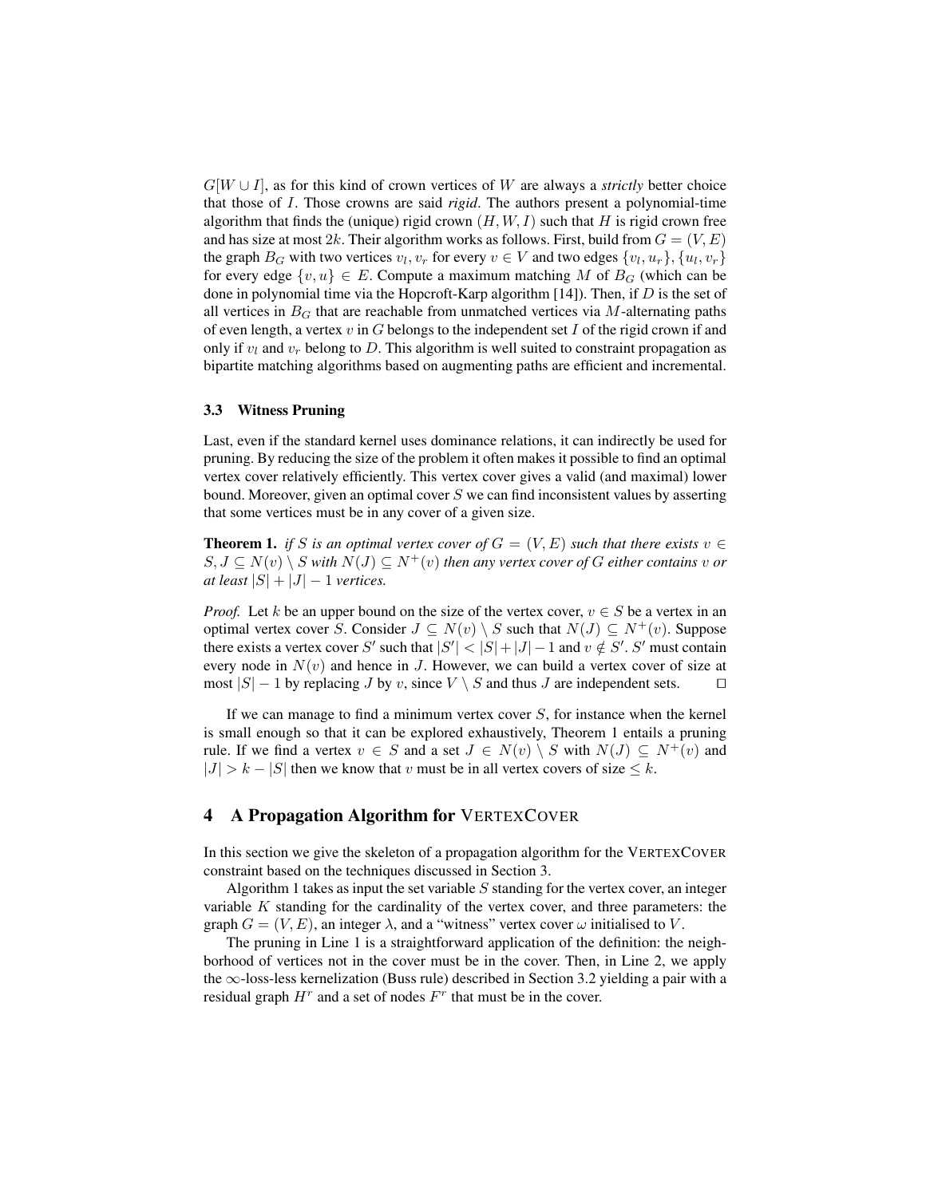$G[W \cup I]$, as for this kind of crown vertices of $W$ are always a *strictly* better choice that those of $I$. Those crowns are said *rigid*. The authors present a polynomial-time algorithm that finds the (unique) rigid crown $(H, W, I)$ such that $H$ is rigid crown free and has size at most $2k$. Their algorithm works as follows. First, build from $G = (V, E)$ the graph $B_G$ with two vertices $v_l, v_r$ for every $v \in V$ and two edges $\{v_l, u_r\}, \{u_l, v_r\}$ for every edge $\{v, u\} \in E$. Compute a maximum matching $M$ of $B_G$ (which can be done in polynomial time via the Hopcroft-Karp algorithm [14]). Then, if $D$ is the set of all vertices in $B_G$ that are reachable from unmatched vertices via $M$-alternating paths of even length, a vertex $v$ in $G$ belongs to the independent set $I$ of the rigid crown if and only if $v_l$ and $v_r$ belong to $D$. This algorithm is well suited to constraint propagation as bipartite matching algorithms based on augmenting paths are efficient and incremental.

### 3.3 Witness Pruning

Last, even if the standard kernel uses dominance relations, it can indirectly be used for pruning. By reducing the size of the problem it often makes it possible to find an optimal vertex cover relatively efficiently. This vertex cover gives a valid (and maximal) lower bound. Moreover, given an optimal cover $S$ we can find inconsistent values by asserting that some vertices must be in any cover of a given size.

**Theorem 1.** *if $S$ is an optimal vertex cover of $G = (V, E)$ such that there exists $v \in S, J \subseteq N(v) \setminus S$ with $N(J) \subseteq N^+(v)$ then any vertex cover of $G$ either contains $v$ or at least $|S| + |J| - 1$ vertices.*

*Proof.* Let $k$ be an upper bound on the size of the vertex cover, $v \in S$ be a vertex in an optimal vertex cover $S$. Consider $J \subseteq N(v) \setminus S$ such that $N(J) \subseteq N^+(v)$. Suppose there exists a vertex cover $S'$ such that $|S'| < |S| + |J| - 1$ and $v \notin S'$. $S'$ must contain every node in $N(v)$ and hence in $J$. However, we can build a vertex cover of size at most $|S| - 1$ by replacing $J$ by $v$, since $V \setminus S$ and thus $J$ are independent sets. □

If we can manage to find a minimum vertex cover $S$, for instance when the kernel is small enough so that it can be explored exhaustively, Theorem 1 entails a pruning rule. If we find a vertex $v \in S$ and a set $J \in N(v) \setminus S$ with $N(J) \subseteq N^+(v)$ and $|J| > k - |S|$ then we know that $v$ must be in all vertex covers of size $\leq k$.

## 4 A Propagation Algorithm for VertexCover

In this section we give the skeleton of a propagation algorithm for the VertexCover constraint based on the techniques discussed in Section 3.

Algorithm 1 takes as input the set variable $S$ standing for the vertex cover, an integer variable $K$ standing for the cardinality of the vertex cover, and three parameters: the graph $G = (V, E)$, an integer $\lambda$, and a "witness" vertex cover $\omega$ initialised to $V$.

The pruning in Line 1 is a straightforward application of the definition: the neighborhood of vertices not in the cover must be in the cover. Then, in Line 2, we apply the $\infty$-loss-less kernelization (Buss rule) described in Section 3.2 yielding a pair with a residual graph $H^r$ and a set of nodes $F^r$ that must be in the cover.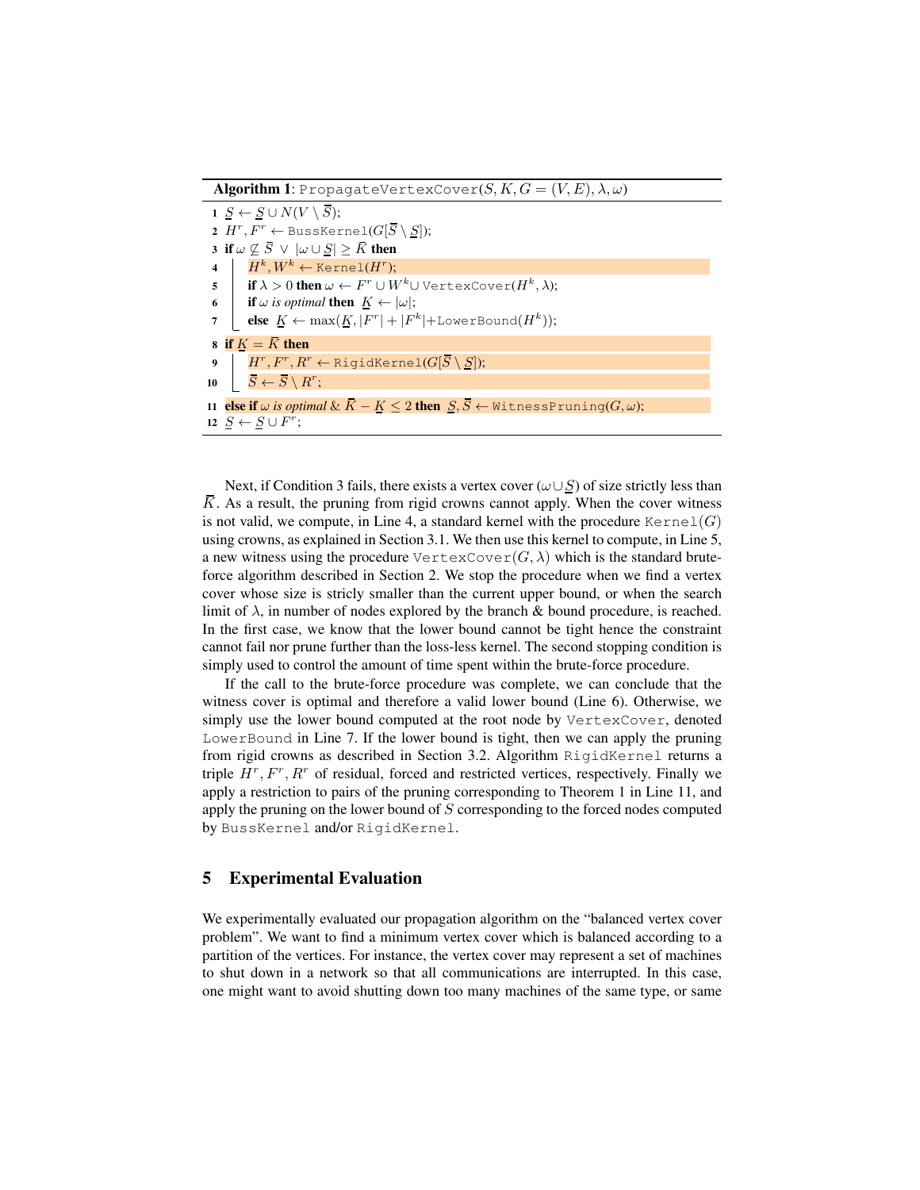**Algorithm 1**: `PropagateVertexCover`$(S, K, G = (V, E), \lambda, \omega)$

```
1  S̲ ← S̲ ∪ N(V \ S̄);
2  H^r, F^r ← BussKernel(G[S̄ \ S̲]);
3  if ω ⊈ S̄ ∨ |ω ∪ S̲| ≥ K̄ then
4  |   H^k, W^k ← Kernel(H^r);
5  |   if λ > 0 then ω ← F^r ∪ W^k ∪ VertexCover(H^k, λ);
6  |   if ω is optimal then K̲ ← |ω|;
7  |   else K̲ ← max(K̲, |F^r| + |F^k| + LowerBound(H^k));
8  if K̲ = K̄ then
9  |   H^r, F^r, R^r ← RigidKernel(G[S̄ \ S̲]);
10 |   S̄ ← S̄ \ R^r;
11 else if ω is optimal & K̄ − K̲ ≤ 2 then S̲, S̄ ← WitnessPruning(G, ω);
12 S̲ ← S̲ ∪ F^r;
```

Next, if Condition 3 fails, there exists a vertex cover ($\omega \cup \underline{S}$) of size strictly less than $\overline{K}$. As a result, the pruning from rigid crowns cannot apply. When the cover witness is not valid, we compute, in Line 4, a standard kernel with the procedure `Kernel`$(G)$ using crowns, as explained in Section 3.1. We then use this kernel to compute, in Line 5, a new witness using the procedure `VertexCover`$(G, \lambda)$ which is the standard brute-force algorithm described in Section 2. We stop the procedure when we find a vertex cover whose size is stricly smaller than the current upper bound, or when the search limit of $\lambda$, in number of nodes explored by the branch & bound procedure, is reached. In the first case, we know that the lower bound cannot be tight hence the constraint cannot fail nor prune further than the loss-less kernel. The second stopping condition is simply used to control the amount of time spent within the brute-force procedure.

If the call to the brute-force procedure was complete, we can conclude that the witness cover is optimal and therefore a valid lower bound (Line 6). Otherwise, we simply use the lower bound computed at the root node by `VertexCover`, denoted `LowerBound` in Line 7. If the lower bound is tight, then we can apply the pruning from rigid crowns as described in Section 3.2. Algorithm `RigidKernel` returns a triple $H^r, F^r, R^r$ of residual, forced and restricted vertices, respectively. Finally we apply a restriction to pairs of the pruning corresponding to Theorem 1 in Line 11, and apply the pruning on the lower bound of $S$ corresponding to the forced nodes computed by `BussKernel` and/or `RigidKernel`.

## 5 Experimental Evaluation

We experimentally evaluated our propagation algorithm on the "balanced vertex cover problem". We want to find a minimum vertex cover which is balanced according to a partition of the vertices. For instance, the vertex cover may represent a set of machines to shut down in a network so that all communications are interrupted. In this case, one might want to avoid shutting down too many machines of the same type, or same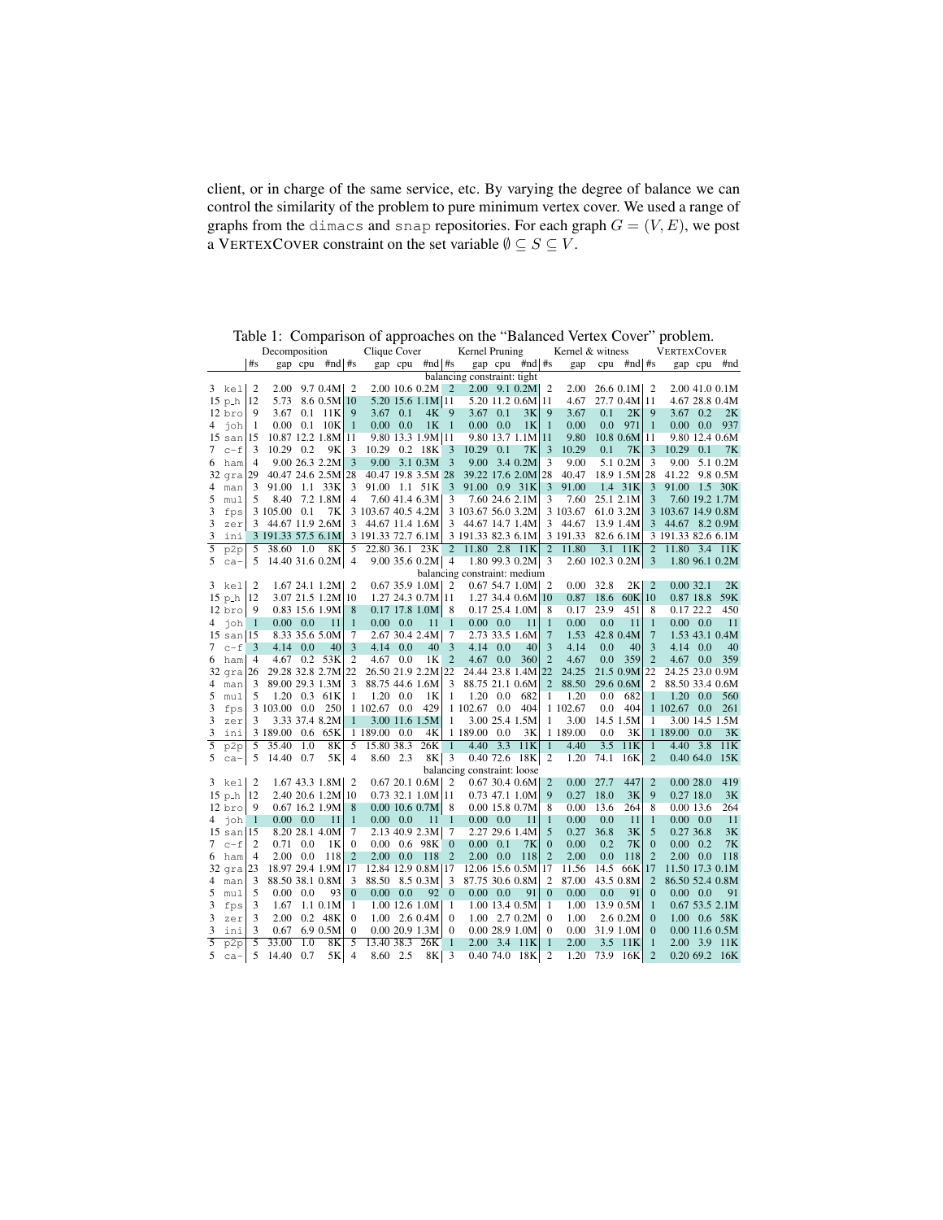client, or in charge of the same service, etc. By varying the degree of balance we can control the similarity of the problem to pure minimum vertex cover. We used a range of graphs from the `dimacs` and `snap` repositories. For each graph $G = (V, E)$, we post a VERTEXCOVER constraint on the set variable $\emptyset \subseteq S \subseteq V$.

Table 1: Comparison of approaches on the "Balanced Vertex Cover" problem.

| | Decomposition | | | | Clique Cover | | | | Kernel Pruning | | | | Kernel & witness | | | | VERTEXCOVER | | | |
|---|---|---|---|---|---|---|---|---|---|---|---|---|---|---|---|---|---|---|---|---|
| | #s | gap | cpu | #nd | #s | gap | cpu | #nd | #s | gap | cpu | #nd | #s | gap | cpu | #nd | #s | gap | cpu | #nd |
| **balancing constraint: tight** | | | | | | | | | | | | | | | | | | | | |
| 3 `kel` | 2 | 2.00 | 9.7 | 0.4M | 2 | 2.00 | 10.6 | 0.2M | 2 | 2.00 | 9.1 | 0.2M | 2 | 2.00 | 26.6 | 0.1M | 2 | 2.00 | 41.0 | 0.1M |
| 15 `p_h` | 12 | 5.73 | 8.6 | 0.5M | 10 | 5.20 | 15.6 | 1.1M | 11 | 5.20 | 11.2 | 0.6M | 11 | 4.67 | 27.7 | 0.4M | 11 | 4.67 | 28.8 | 0.4M |
| 12 `bro` | 9 | 3.67 | 0.1 | 11K | 9 | 3.67 | 0.1 | 4K | 9 | 3.67 | 0.1 | 3K | 9 | 3.67 | 0.1 | 2K | 9 | 3.67 | 0.2 | 2K |
| 4 `joh` | 1 | 0.00 | 0.1 | 10K | 1 | 0.00 | 0.0 | 1K | 1 | 0.00 | 0.0 | 1K | 1 | 0.00 | 0.0 | 971 | 1 | 0.00 | 0.0 | 937 |
| 15 `san` | 15 | 10.87 | 12.2 | 1.8M | 11 | 9.80 | 13.3 | 1.9M | 11 | 9.80 | 13.7 | 1.1M | 11 | 9.80 | 10.8 | 0.6M | 11 | 9.80 | 12.4 | 0.6M |
| 7 `c-f` | 3 | 10.29 | 0.2 | 9K | 3 | 10.29 | 0.2 | 18K | 3 | 10.29 | 0.1 | 7K | 3 | 10.29 | 0.1 | 7K | 3 | 10.29 | 0.1 | 7K |
| 6 `ham` | 4 | 9.00 | 26.3 | 2.2M | 3 | 9.00 | 3.1 | 0.3M | 3 | 9.00 | 3.4 | 0.2M | 3 | 9.00 | 5.1 | 0.2M | 3 | 9.00 | 5.1 | 0.2M |
| 32 `gra` | 29 | 40.47 | 24.6 | 2.5M | 28 | 40.47 | 19.8 | 3.5M | 28 | 39.22 | 17.6 | 2.0M | 28 | 40.47 | 18.9 | 1.5M | 28 | 41.22 | 9.8 | 0.5M |
| 4 `man` | 3 | 91.00 | 1.1 | 33K | 3 | 91.00 | 1.1 | 51K | 3 | 91.00 | 0.9 | 31K | 3 | 91.00 | 1.4 | 31K | 3 | 91.00 | 1.5 | 30K |
| 5 `mul` | 5 | 8.40 | 7.2 | 1.8M | 4 | 7.60 | 41.4 | 6.3M | 3 | 7.60 | 24.6 | 2.1M | 3 | 7.60 | 25.1 | 2.1M | 3 | 7.60 | 19.2 | 1.7M |
| 3 `fps` | 3 | 105.00 | 0.1 | 7K | 3 | 103.67 | 40.5 | 4.2M | 3 | 103.67 | 56.0 | 3.2M | 3 | 103.67 | 61.0 | 3.2M | 3 | 103.67 | 14.9 | 0.8M |
| 3 `zer` | 3 | 44.67 | 11.9 | 2.6M | 3 | 44.67 | 11.4 | 1.6M | 3 | 44.67 | 14.7 | 1.4M | 3 | 44.67 | 13.9 | 1.4M | 3 | 44.67 | 8.2 | 0.9M |
| 3 `ini` | 3 | 191.33 | 57.5 | 6.1M | 3 | 191.33 | 72.7 | 6.1M | 3 | 191.33 | 82.3 | 6.1M | 3 | 191.33 | 82.6 | 6.1M | 3 | 191.33 | 82.6 | 6.1M |
| 5 `p2p` | 5 | 38.60 | 1.0 | 8K | 5 | 22.80 | 36.1 | 23K | 2 | 11.80 | 2.8 | 11K | 2 | 11.80 | 3.1 | 11K | 2 | 11.80 | 3.4 | 11K |
| 5 `ca-` | 5 | 14.40 | 31.6 | 0.2M | 4 | 9.00 | 35.6 | 0.2M | 4 | 1.80 | 99.3 | 0.2M | 3 | 2.60 | 102.3 | 0.2M | 3 | 1.80 | 96.1 | 0.2M |
| **balancing constraint: medium** | | | | | | | | | | | | | | | | | | | | |
| 3 `kel` | 2 | 1.67 | 24.1 | 1.2M | 2 | 0.67 | 35.9 | 1.0M | 2 | 0.67 | 54.7 | 1.0M | 2 | 0.00 | 32.8 | 2K | 2 | 0.00 | 32.1 | 2K |
| 15 `p_h` | 12 | 3.07 | 21.5 | 1.2M | 10 | 1.27 | 24.3 | 0.7M | 11 | 1.27 | 34.4 | 0.6M | 10 | 0.87 | 18.6 | 60K | 10 | 0.87 | 18.8 | 59K |
| 12 `bro` | 9 | 0.83 | 15.6 | 1.9M | 8 | 0.17 | 17.8 | 1.0M | 8 | 0.17 | 25.4 | 1.0M | 8 | 0.17 | 23.9 | 451 | 8 | 0.17 | 22.2 | 450 |
| 4 `joh` | 1 | 0.00 | 0.0 | 11 | 1 | 0.00 | 0.0 | 11 | 1 | 0.00 | 0.0 | 11 | 1 | 0.00 | 0.0 | 11 | 1 | 0.00 | 0.0 | 11 |
| 15 `san` | 15 | 8.33 | 35.6 | 5.0M | 7 | 2.67 | 30.4 | 2.4M | 7 | 2.73 | 33.5 | 1.6M | 7 | 1.53 | 42.8 | 0.4M | 7 | 1.53 | 43.1 | 0.4M |
| 7 `c-f` | 3 | 4.14 | 0.0 | 40 | 3 | 4.14 | 0.0 | 40 | 3 | 4.14 | 0.0 | 40 | 3 | 4.14 | 0.0 | 40 | 3 | 4.14 | 0.0 | 40 |
| 6 `ham` | 4 | 4.67 | 0.2 | 53K | 2 | 4.67 | 0.0 | 1K | 2 | 4.67 | 0.0 | 360 | 2 | 4.67 | 0.0 | 359 | 2 | 4.67 | 0.0 | 359 |
| 32 `gra` | 26 | 29.28 | 32.8 | 2.7M | 22 | 26.50 | 21.9 | 2.2M | 22 | 24.44 | 23.8 | 1.4M | 22 | 24.25 | 21.5 | 0.9M | 22 | 24.25 | 23.0 | 0.9M |
| 4 `man` | 3 | 89.00 | 29.3 | 1.3M | 3 | 88.75 | 44.6 | 1.6M | 3 | 88.75 | 21.1 | 0.6M | 2 | 88.50 | 29.6 | 0.6M | 2 | 88.50 | 33.4 | 0.6M |
| 5 `mul` | 5 | 1.20 | 0.3 | 61K | 1 | 1.20 | 0.0 | 1K | 1 | 1.20 | 0.0 | 682 | 1 | 1.20 | 0.0 | 682 | 1 | 1.20 | 0.0 | 560 |
| 3 `fps` | 3 | 103.00 | 0.0 | 250 | 1 | 102.67 | 0.0 | 429 | 1 | 102.67 | 0.0 | 404 | 1 | 102.67 | 0.0 | 404 | 1 | 102.67 | 0.0 | 261 |
| 3 `zer` | 3 | 3.33 | 37.4 | 8.2M | 1 | 3.00 | 11.6 | 1.5M | 1 | 3.00 | 25.4 | 1.5M | 1 | 3.00 | 14.5 | 1.5M | 1 | 3.00 | 14.5 | 1.5M |
| 3 `ini` | 3 | 189.00 | 0.6 | 65K | 1 | 189.00 | 0.0 | 4K | 1 | 189.00 | 0.0 | 3K | 1 | 189.00 | 0.0 | 3K | 1 | 189.00 | 0.0 | 3K |
| 5 `p2p` | 5 | 35.40 | 1.0 | 8K | 5 | 15.80 | 38.3 | 26K | 1 | 4.40 | 3.3 | 11K | 1 | 4.40 | 3.5 | 11K | 1 | 4.40 | 3.8 | 11K |
| 5 `ca-` | 5 | 14.40 | 0.7 | 5K | 4 | 8.60 | 2.3 | 8K | 3 | 0.40 | 72.6 | 18K | 2 | 1.20 | 74.1 | 16K | 2 | 0.40 | 64.0 | 15K |
| **balancing constraint: loose** | | | | | | | | | | | | | | | | | | | | |
| 3 `kel` | 2 | 1.67 | 43.3 | 1.8M | 2 | 0.67 | 20.1 | 0.6M | 2 | 0.67 | 30.4 | 0.6M | 2 | 0.00 | 27.7 | 447 | 2 | 0.00 | 28.0 | 419 |
| 15 `p_h` | 12 | 2.40 | 20.6 | 1.2M | 10 | 0.73 | 32.1 | 1.0M | 11 | 0.73 | 47.1 | 1.0M | 9 | 0.27 | 18.0 | 3K | 9 | 0.27 | 18.0 | 3K |
| 12 `bro` | 9 | 0.67 | 16.2 | 1.9M | 8 | 0.00 | 10.6 | 0.7M | 8 | 0.00 | 15.8 | 0.7M | 8 | 0.00 | 13.6 | 264 | 8 | 0.00 | 13.6 | 264 |
| 4 `joh` | 1 | 0.00 | 0.0 | 11 | 1 | 0.00 | 0.0 | 11 | 1 | 0.00 | 0.0 | 11 | 1 | 0.00 | 0.0 | 11 | 1 | 0.00 | 0.0 | 11 |
| 15 `san` | 15 | 8.20 | 28.1 | 4.0M | 7 | 2.13 | 40.9 | 2.3M | 7 | 2.27 | 29.6 | 1.4M | 5 | 0.27 | 36.8 | 3K | 5 | 0.27 | 36.8 | 3K |
| 7 `c-f` | 2 | 0.71 | 0.0 | 1K | 0 | 0.00 | 0.6 | 98K | 0 | 0.00 | 0.1 | 7K | 0 | 0.00 | 0.2 | 7K | 0 | 0.00 | 0.2 | 7K |
| 6 `ham` | 4 | 2.00 | 0.0 | 118 | 2 | 2.00 | 0.0 | 118 | 2 | 2.00 | 0.0 | 118 | 2 | 2.00 | 0.0 | 118 | 2 | 2.00 | 0.0 | 118 |
| 32 `gra` | 23 | 18.97 | 29.4 | 1.9M | 17 | 12.84 | 12.9 | 0.8M | 17 | 12.06 | 15.6 | 0.5M | 17 | 11.56 | 14.5 | 66K | 17 | 11.50 | 17.3 | 0.1M |
| 4 `man` | 3 | 88.50 | 38.1 | 0.8M | 3 | 88.50 | 8.5 | 0.3M | 3 | 87.75 | 30.6 | 0.8M | 2 | 87.00 | 43.5 | 0.8M | 2 | 86.50 | 52.4 | 0.8M |
| 5 `mul` | 5 | 0.00 | 0.0 | 93 | 0 | 0.00 | 0.0 | 92 | 0 | 0.00 | 0.0 | 91 | 0 | 0.00 | 0.0 | 91 | 0 | 0.00 | 0.0 | 91 |
| 3 `fps` | 3 | 1.67 | 1.1 | 0.1M | 1 | 1.00 | 12.6 | 1.0M | 1 | 1.00 | 13.4 | 0.5M | 1 | 1.00 | 13.9 | 0.5M | 1 | 0.67 | 53.5 | 2.1M |
| 3 `zer` | 3 | 2.00 | 0.2 | 48K | 0 | 1.00 | 2.6 | 0.4M | 0 | 1.00 | 2.7 | 0.2M | 0 | 1.00 | 2.6 | 0.2M | 0 | 1.00 | 0.6 | 58K |
| 3 `ini` | 3 | 0.67 | 6.9 | 0.5M | 0 | 0.00 | 20.9 | 1.3M | 0 | 0.00 | 28.9 | 1.0M | 0 | 0.00 | 31.9 | 1.0M | 0 | 0.00 | 11.6 | 0.5M |
| 5 `p2p` | 5 | 33.00 | 1.0 | 8K | 5 | 13.40 | 38.3 | 26K | 1 | 2.00 | 3.4 | 11K | 1 | 2.00 | 3.5 | 11K | 1 | 2.00 | 3.9 | 11K |
| 5 `ca-` | 5 | 14.40 | 0.7 | 5K | 4 | 8.60 | 2.5 | 8K | 3 | 0.40 | 74.0 | 18K | 2 | 1.20 | 73.9 | 16K | 2 | 0.20 | 69.2 | 16K |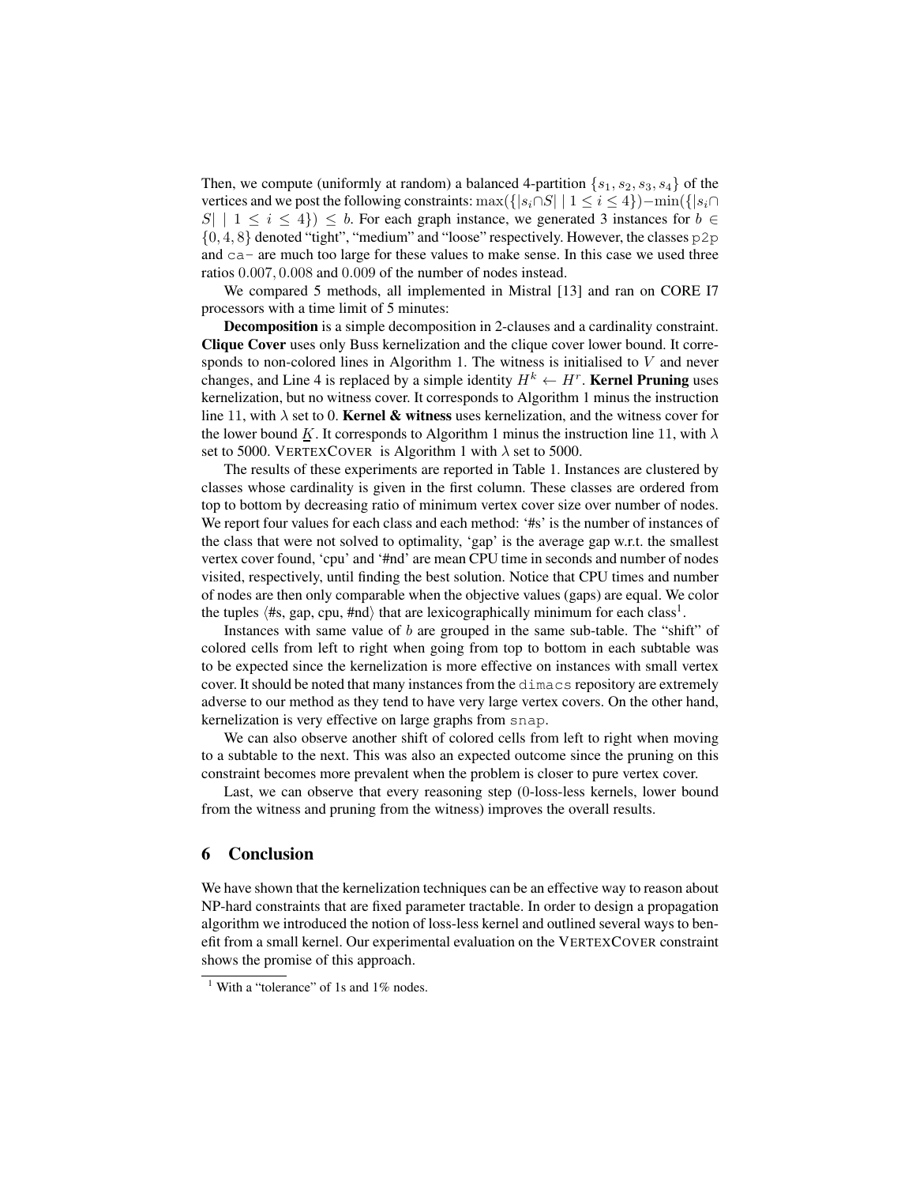Then, we compute (uniformly at random) a balanced 4-partition $\{s_1, s_2, s_3, s_4\}$ of the vertices and we post the following constraints: $\max(\{|s_i \cap S| \mid 1 \leq i \leq 4\}) - \min(\{|s_i \cap S| \mid 1 \leq i \leq 4\}) \leq b$. For each graph instance, we generated 3 instances for $b \in \{0, 4, 8\}$ denoted "tight", "medium" and "loose" respectively. However, the classes `p2p` and `ca-` are much too large for these values to make sense. In this case we used three ratios $0.007, 0.008$ and $0.009$ of the number of nodes instead.

We compared 5 methods, all implemented in Mistral [13] and ran on CORE I7 processors with a time limit of 5 minutes:

**Decomposition** is a simple decomposition in 2-clauses and a cardinality constraint. **Clique Cover** uses only Buss kernelization and the clique cover lower bound. It corresponds to non-colored lines in Algorithm 1. The witness is initialised to $V$ and never changes, and Line 4 is replaced by a simple identity $H^k \leftarrow H^r$. **Kernel Pruning** uses kernelization, but no witness cover. It corresponds to Algorithm 1 minus the instruction line 11, with $\lambda$ set to 0. **Kernel & witness** uses kernelization, and the witness cover for the lower bound $\underline{K}$. It corresponds to Algorithm 1 minus the instruction line 11, with $\lambda$ set to 5000. VERTEXCOVER is Algorithm 1 with $\lambda$ set to 5000.

The results of these experiments are reported in Table 1. Instances are clustered by classes whose cardinality is given in the first column. These classes are ordered from top to bottom by decreasing ratio of minimum vertex cover size over number of nodes. We report four values for each class and each method: '#s' is the number of instances of the class that were not solved to optimality, 'gap' is the average gap w.r.t. the smallest vertex cover found, 'cpu' and '#nd' are mean CPU time in seconds and number of nodes visited, respectively, until finding the best solution. Notice that CPU times and number of nodes are then only comparable when the objective values (gaps) are equal. We color the tuples ⟨#s, gap, cpu, #nd⟩ that are lexicographically minimum for each class[1].

Instances with same value of $b$ are grouped in the same sub-table. The "shift" of colored cells from left to right when going from top to bottom in each subtable was to be expected since the kernelization is more effective on instances with small vertex cover. It should be noted that many instances from the `dimacs` repository are extremely adverse to our method as they tend to have very large vertex covers. On the other hand, kernelization is very effective on large graphs from `snap`.

We can also observe another shift of colored cells from left to right when moving to a subtable to the next. This was also an expected outcome since the pruning on this constraint becomes more prevalent when the problem is closer to pure vertex cover.

Last, we can observe that every reasoning step (0-loss-less kernels, lower bound from the witness and pruning from the witness) improves the overall results.

## 6 Conclusion

We have shown that the kernelization techniques can be an effective way to reason about NP-hard constraints that are fixed parameter tractable. In order to design a propagation algorithm we introduced the notion of loss-less kernel and outlined several ways to benefit from a small kernel. Our experimental evaluation on the VERTEXCOVER constraint shows the promise of this approach.

[1] With a "tolerance" of 1s and 1% nodes.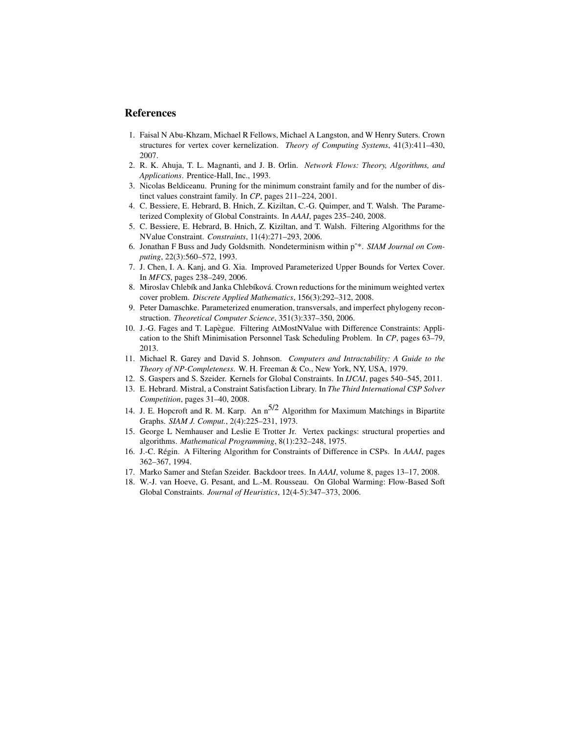## References

1. Faisal N Abu-Khzam, Michael R Fellows, Michael A Langston, and W Henry Suters. Crown structures for vertex cover kernelization. *Theory of Computing Systems*, 41(3):411–430, 2007.
2. R. K. Ahuja, T. L. Magnanti, and J. B. Orlin. *Network Flows: Theory, Algorithms, and Applications*. Prentice-Hall, Inc., 1993.
3. Nicolas Beldiceanu. Pruning for the minimum constraint family and for the number of distinct values constraint family. In *CP*, pages 211–224, 2001.
4. C. Bessiere, E. Hebrard, B. Hnich, Z. Kiziltan, C.-G. Quimper, and T. Walsh. The Parameterized Complexity of Global Constraints. In *AAAI*, pages 235–240, 2008.
5. C. Bessiere, E. Hebrard, B. Hnich, Z. Kiziltan, and T. Walsh. Filtering Algorithms for the NValue Constraint. *Constraints*, 11(4):271–293, 2006.
6. Jonathan F Buss and Judy Goldsmith. Nondeterminism within pˆ*. *SIAM Journal on Computing*, 22(3):560–572, 1993.
7. J. Chen, I. A. Kanj, and G. Xia. Improved Parameterized Upper Bounds for Vertex Cover. In *MFCS*, pages 238–249, 2006.
8. Miroslav Chlebík and Janka Chlebíková. Crown reductions for the minimum weighted vertex cover problem. *Discrete Applied Mathematics*, 156(3):292–312, 2008.
9. Peter Damaschke. Parameterized enumeration, transversals, and imperfect phylogeny reconstruction. *Theoretical Computer Science*, 351(3):337–350, 2006.
10. J.-G. Fages and T. Lapègue. Filtering AtMostNValue with Difference Constraints: Application to the Shift Minimisation Personnel Task Scheduling Problem. In *CP*, pages 63–79, 2013.
11. Michael R. Garey and David S. Johnson. *Computers and Intractability: A Guide to the Theory of NP-Completeness*. W. H. Freeman & Co., New York, NY, USA, 1979.
12. S. Gaspers and S. Szeider. Kernels for Global Constraints. In *IJCAI*, pages 540–545, 2011.
13. E. Hebrard. Mistral, a Constraint Satisfaction Library. In *The Third International CSP Solver Competition*, pages 31–40, 2008.
14. J. E. Hopcroft and R. M. Karp. An $n^{5/2}$ Algorithm for Maximum Matchings in Bipartite Graphs. *SIAM J. Comput.*, 2(4):225–231, 1973.
15. George L Nemhauser and Leslie E Trotter Jr. Vertex packings: structural properties and algorithms. *Mathematical Programming*, 8(1):232–248, 1975.
16. J.-C. Régin. A Filtering Algorithm for Constraints of Difference in CSPs. In *AAAI*, pages 362–367, 1994.
17. Marko Samer and Stefan Szeider. Backdoor trees. In *AAAI*, volume 8, pages 13–17, 2008.
18. W.-J. van Hoeve, G. Pesant, and L.-M. Rousseau. On Global Warming: Flow-Based Soft Global Constraints. *Journal of Heuristics*, 12(4-5):347–373, 2006.